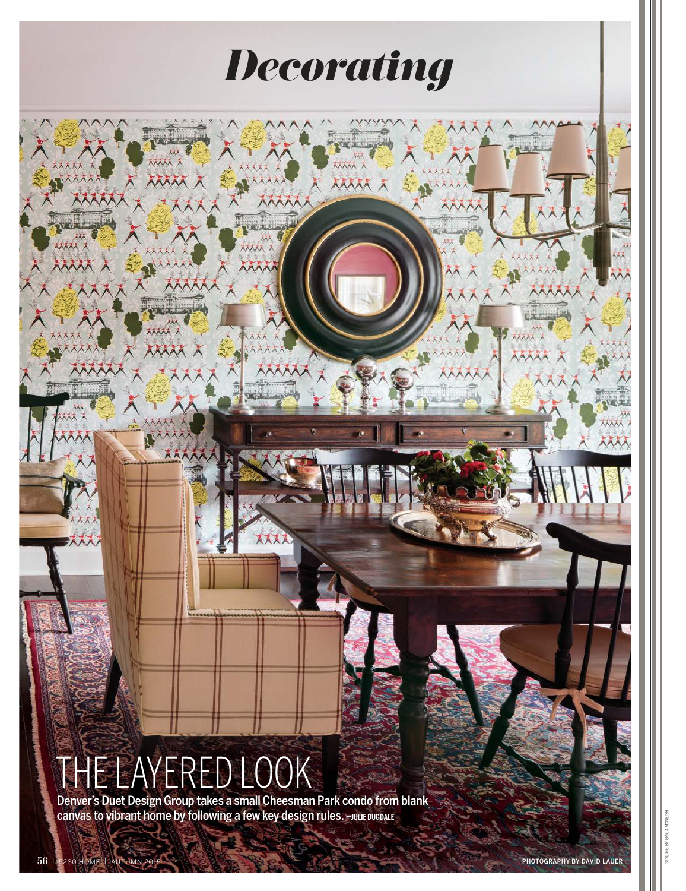# Decorating

## THE LAYERED LOOK

**Denver's Duet Design Group takes a small Cheesman Park condo from blank canvas to vibrant home by following a few key design rules.** –JULIE DUGDALE

PHOTOGRAPHY BY DAVID LAUER

STYLING BY ERICA MCNEISH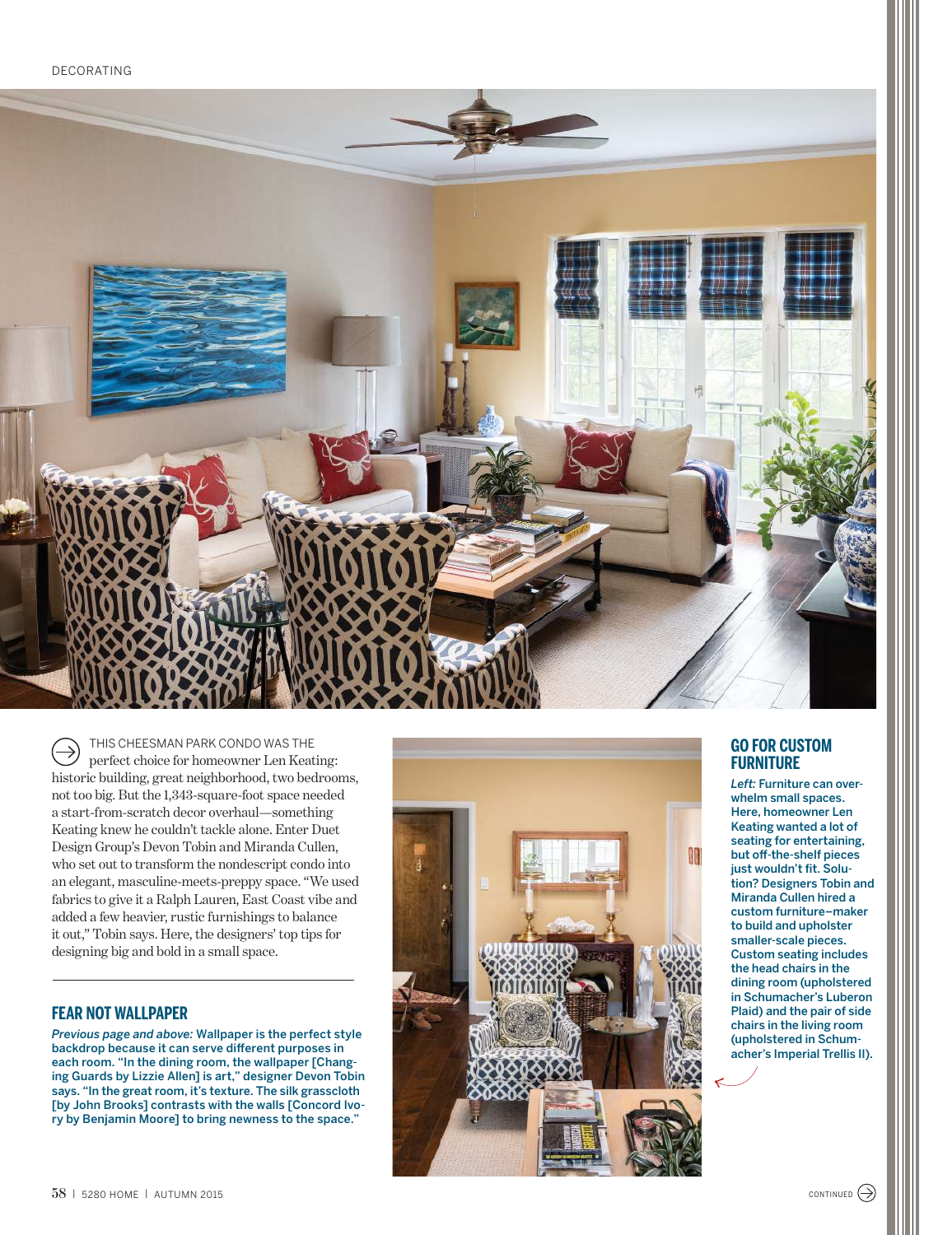DECORATING

THIS CHEESMAN PARK CONDO WAS THE perfect choice for homeowner Len Keating: historic building, great neighborhood, two bedrooms, not too big. But the 1,343-square-foot space needed a start-from-scratch decor overhaul—something Keating knew he couldn't tackle alone. Enter Duet Design Group's Devon Tobin and Miranda Cullen, who set out to transform the nondescript condo into an elegant, masculine-meets-preppy space. "We used fabrics to give it a Ralph Lauren, East Coast vibe and added a few heavier, rustic furnishings to balance it out," Tobin says. Here, the designers' top tips for designing big and bold in a small space.

## FEAR NOT WALLPAPER

*Previous page and above:* Wallpaper is the perfect style backdrop because it can serve different purposes in each room. "In the dining room, the wallpaper [Changing Guards by Lizzie Allen] is art," designer Devon Tobin says. "In the great room, it's texture. The silk grasscloth [by John Brooks] contrasts with the walls [Concord Ivory by Benjamin Moore] to bring newness to the space."

## GO FOR CUSTOM FURNITURE

*Left:* Furniture can overwhelm small spaces. Here, homeowner Len Keating wanted a lot of seating for entertaining, but off-the-shelf pieces just wouldn't fit. Solution? Designers Tobin and Miranda Cullen hired a custom furniture–maker to build and upholster smaller-scale pieces. Custom seating includes the head chairs in the dining room (upholstered in Schumacher's Luberon Plaid) and the pair of side chairs in the living room (upholstered in Schumacher's Imperial Trellis II).

CONTINUED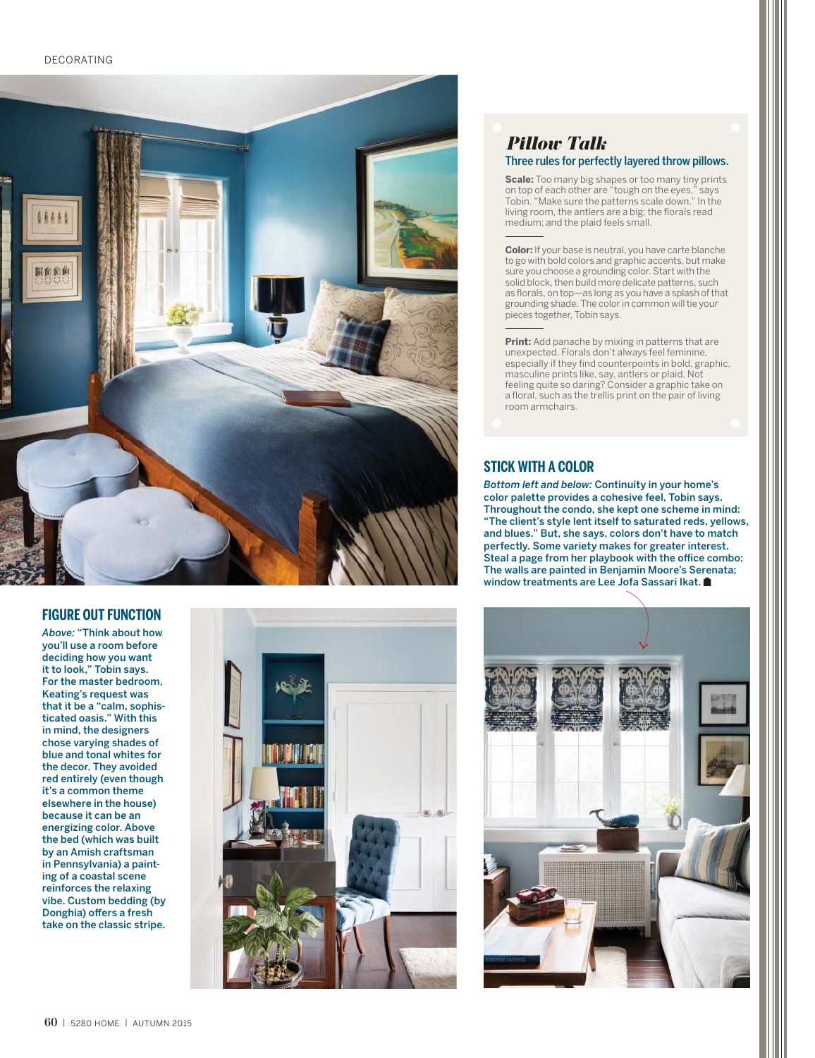## Pillow Talk

### Three rules for perfectly layered throw pillows.

**Scale:** Too many big shapes or too many tiny prints on top of each other are "tough on the eyes," says Tobin. "Make sure the patterns scale down." In the living room, the antlers are a big; the florals read medium; and the plaid feels small.

**Color:** If your base is neutral, you have carte blanche to go with bold colors and graphic accents, but make sure you choose a grounding color. Start with the solid block, then build more delicate patterns, such as florals, on top—as long as you have a splash of that grounding shade. The color in common will tie your pieces together, Tobin says.

**Print:** Add panache by mixing in patterns that are unexpected. Florals don't always feel feminine, especially if they find counterpoints in bold, graphic, masculine prints like, say, antlers or plaid. Not feeling quite so daring? Consider a graphic take on a floral, such as the trellis print on the pair of living room armchairs.

## STICK WITH A COLOR

*Bottom left and below:* Continuity in your home's color palette provides a cohesive feel, Tobin says. Throughout the condo, she kept one scheme in mind: "The client's style lent itself to saturated reds, yellows, and blues." But, she says, colors don't have to match perfectly. Some variety makes for greater interest. Steal a page from her playbook with the office combo: The walls are painted in Benjamin Moore's Serenata; window treatments are Lee Jofa Sassari Ikat.

## FIGURE OUT FUNCTION

*Above:* "Think about how you'll use a room before deciding how you want it to look," Tobin says. For the master bedroom, Keating's request was that it be a "calm, sophisticated oasis." With this in mind, the designers chose varying shades of blue and tonal whites for the decor. They avoided red entirely (even though it's a common theme elsewhere in the house) because it can be an energizing color. Above the bed (which was built by an Amish craftsman in Pennsylvania) a painting of a coastal scene reinforces the relaxing vibe. Custom bedding (by Donghia) offers a fresh take on the classic stripe.